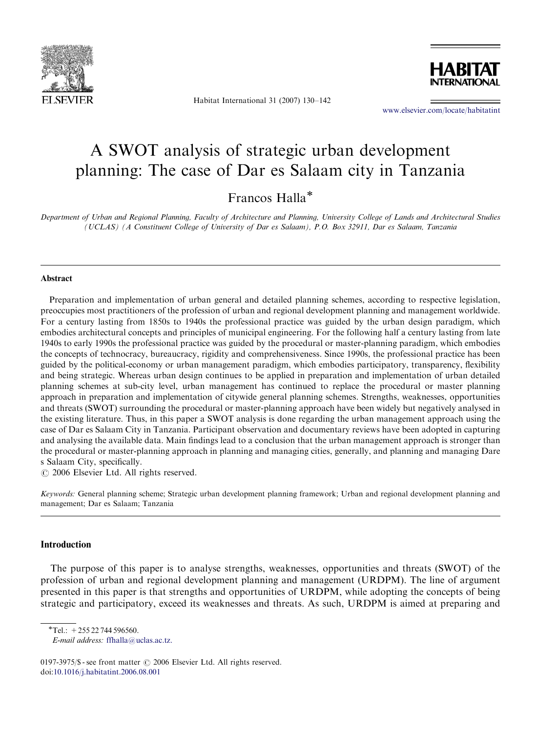# A SWOT analysis of strategic urban development planning: The case of Dar es Salaam city in Tanzania

Francos Halla*

*Department of Urban and Regional Planning, Faculty of Architecture and Planning, University College of Lands and Architectural Studies (UCLAS) (A Constituent College of University of Dar es Salaam), P.O. Box 32911, Dar es Salaam, Tanzania*

---

## Abstract

Preparation and implementation of urban general and detailed planning schemes, according to respective legislation, preoccupies most practitioners of the profession of urban and regional development planning and management worldwide. For a century lasting from 1850s to 1940s the professional practice was guided by the urban design paradigm, which embodies architectural concepts and principles of municipal engineering. For the following half a century lasting from late 1940s to early 1990s the professional practice was guided by the procedural or master-planning paradigm, which embodies the concepts of technocracy, bureaucracy, rigidity and comprehensiveness. Since 1990s, the professional practice has been guided by the political-economy or urban management paradigm, which embodies participatory, transparency, flexibility and being strategic. Whereas urban design continues to be applied in preparation and implementation of urban detailed planning schemes at sub-city level, urban management has continued to replace the procedural or master planning approach in preparation and implementation of citywide general planning schemes. Strengths, weaknesses, opportunities and threats (SWOT) surrounding the procedural or master-planning approach have been widely but negatively analysed in the existing literature. Thus, in this paper a SWOT analysis is done regarding the urban management approach using the case of Dar es Salaam City in Tanzania. Participant observation and documentary reviews have been adopted in capturing and analysing the available data. Main findings lead to a conclusion that the urban management approach is stronger than the procedural or master-planning approach in planning and managing cities, generally, and planning and managing Dare s Salaam City, specifically.

© 2006 Elsevier Ltd. All rights reserved.

*Keywords:* General planning scheme; Strategic urban development planning framework; Urban and regional development planning and management; Dar es Salaam; Tanzania

---

## Introduction

The purpose of this paper is to analyse strengths, weaknesses, opportunities and threats (SWOT) of the profession of urban and regional development planning and management (URDPM). The line of argument presented in this paper is that strengths and opportunities of URDPM, while adopting the concepts of being strategic and participatory, exceed its weaknesses and threats. As such, URDPM is aimed at preparing and

---

*Tel.: +255 22 744 596560.
*E-mail address:* ffhalla@uclas.ac.tz.

0197-3975/$ - see front matter © 2006 Elsevier Ltd. All rights reserved.
doi:10.1016/j.habitatint.2006.08.001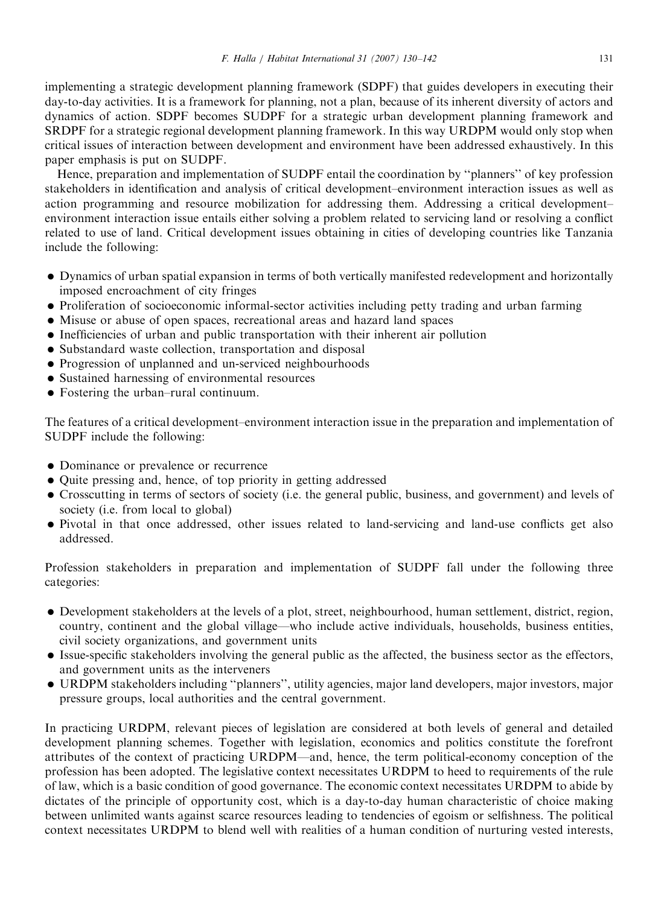implementing a strategic development planning framework (SDPF) that guides developers in executing their day-to-day activities. It is a framework for planning, not a plan, because of its inherent diversity of actors and dynamics of action. SDPF becomes SUDPF for a strategic urban development planning framework and SRDPF for a strategic regional development planning framework. In this way URDPM would only stop when critical issues of interaction between development and environment have been addressed exhaustively. In this paper emphasis is put on SUDPF.

Hence, preparation and implementation of SUDPF entail the coordination by "planners" of key profession stakeholders in identification and analysis of critical development–environment interaction issues as well as action programming and resource mobilization for addressing them. Addressing a critical development–environment interaction issue entails either solving a problem related to servicing land or resolving a conflict related to use of land. Critical development issues obtaining in cities of developing countries like Tanzania include the following:

- Dynamics of urban spatial expansion in terms of both vertically manifested redevelopment and horizontally imposed encroachment of city fringes
- Proliferation of socioeconomic informal-sector activities including petty trading and urban farming
- Misuse or abuse of open spaces, recreational areas and hazard land spaces
- Inefficiencies of urban and public transportation with their inherent air pollution
- Substandard waste collection, transportation and disposal
- Progression of unplanned and un-serviced neighbourhoods
- Sustained harnessing of environmental resources
- Fostering the urban–rural continuum.

The features of a critical development–environment interaction issue in the preparation and implementation of SUDPF include the following:

- Dominance or prevalence or recurrence
- Quite pressing and, hence, of top priority in getting addressed
- Crosscutting in terms of sectors of society (i.e. the general public, business, and government) and levels of society (i.e. from local to global)
- Pivotal in that once addressed, other issues related to land-servicing and land-use conflicts get also addressed.

Profession stakeholders in preparation and implementation of SUDPF fall under the following three categories:

- Development stakeholders at the levels of a plot, street, neighbourhood, human settlement, district, region, country, continent and the global village—who include active individuals, households, business entities, civil society organizations, and government units
- Issue-specific stakeholders involving the general public as the affected, the business sector as the effectors, and government units as the interveners
- URDPM stakeholders including "planners", utility agencies, major land developers, major investors, major pressure groups, local authorities and the central government.

In practicing URDPM, relevant pieces of legislation are considered at both levels of general and detailed development planning schemes. Together with legislation, economics and politics constitute the forefront attributes of the context of practicing URDPM—and, hence, the term political-economy conception of the profession has been adopted. The legislative context necessitates URDPM to heed to requirements of the rule of law, which is a basic condition of good governance. The economic context necessitates URDPM to abide by dictates of the principle of opportunity cost, which is a day-to-day human characteristic of choice making between unlimited wants against scarce resources leading to tendencies of egoism or selfishness. The political context necessitates URDPM to blend well with realities of a human condition of nurturing vested interests,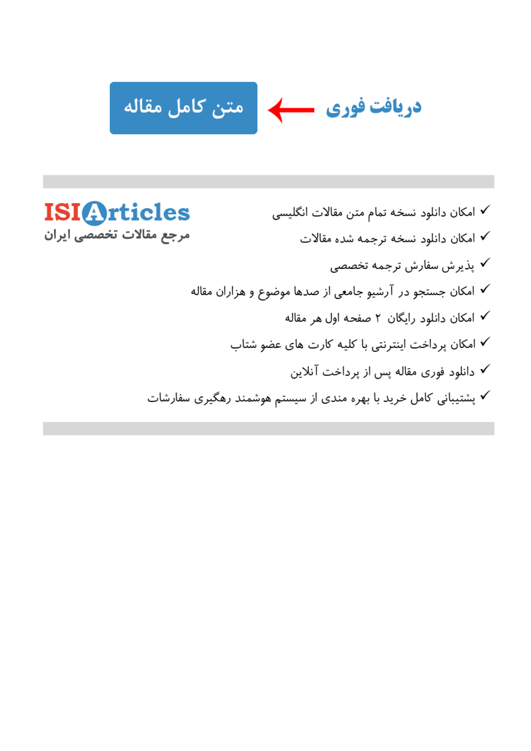دریافت فوری ← متن کامل مقاله

ISIArticles

مرجع مقالات تخصصی ایران

- ✓ امکان دانلود نسخه تمام متن مقالات انگلیسی
- ✓ امکان دانلود نسخه ترجمه شده مقالات
- ✓ پذیرش سفارش ترجمه تخصصی
- ✓ امکان جستجو در آرشیو جامعی از صدها موضوع و هزاران مقاله
- ✓ امکان دانلود رایگان ۲ صفحه اول هر مقاله
- ✓ امکان پرداخت اینترنتی با کلیه کارت های عضو شتاب
- ✓ دانلود فوری مقاله پس از پرداخت آنلاین
- ✓ پشتیبانی کامل خرید با بهره مندی از سیستم هوشمند رهگیری سفارشات